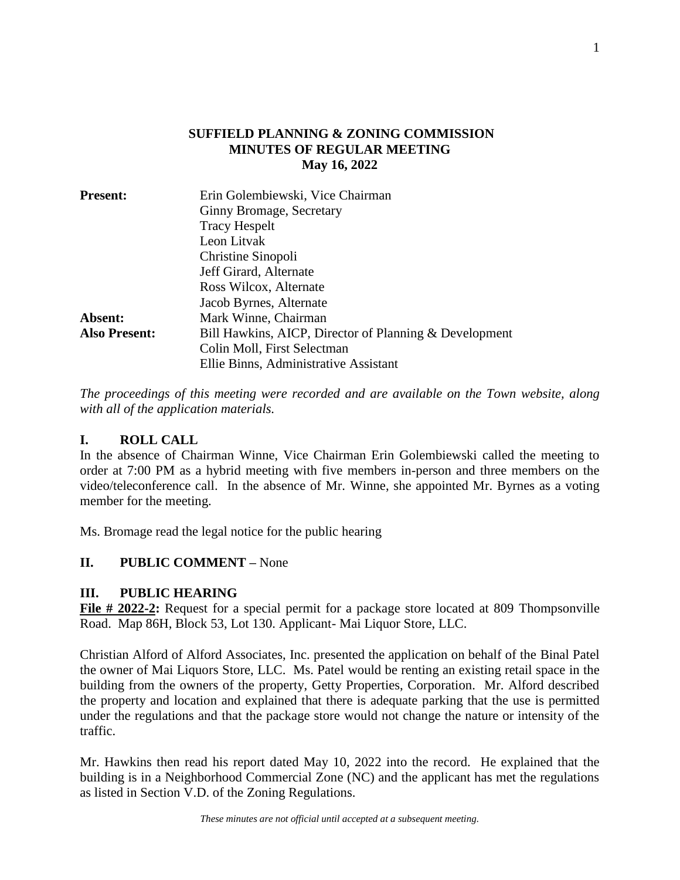**SUFFIELD PLANNING & ZONING COMMISSION**
**MINUTES OF REGULAR MEETING**
**May 16, 2022**

| | |
|---|---|
| **Present:** | Erin Golembiewski, Vice Chairman |
| | Ginny Bromage, Secretary |
| | Tracy Hespelt |
| | Leon Litvak |
| | Christine Sinopoli |
| | Jeff Girard, Alternate |
| | Ross Wilcox, Alternate |
| | Jacob Byrnes, Alternate |
| **Absent:** | Mark Winne, Chairman |
| **Also Present:** | Bill Hawkins, AICP, Director of Planning & Development |
| | Colin Moll, First Selectman |
| | Ellie Binns, Administrative Assistant |

*The proceedings of this meeting were recorded and are available on the Town website, along with all of the application materials.*

## I. ROLL CALL

In the absence of Chairman Winne, Vice Chairman Erin Golembiewski called the meeting to order at 7:00 PM as a hybrid meeting with five members in-person and three members on the video/teleconference call. In the absence of Mr. Winne, she appointed Mr. Byrnes as a voting member for the meeting.

Ms. Bromage read the legal notice for the public hearing

## II. PUBLIC COMMENT – None

## III. PUBLIC HEARING

**File # 2022-2:** Request for a special permit for a package store located at 809 Thompsonville Road. Map 86H, Block 53, Lot 130. Applicant- Mai Liquor Store, LLC.

Christian Alford of Alford Associates, Inc. presented the application on behalf of the Binal Patel the owner of Mai Liquors Store, LLC. Ms. Patel would be renting an existing retail space in the building from the owners of the property, Getty Properties, Corporation. Mr. Alford described the property and location and explained that there is adequate parking that the use is permitted under the regulations and that the package store would not change the nature or intensity of the traffic.

Mr. Hawkins then read his report dated May 10, 2022 into the record. He explained that the building is in a Neighborhood Commercial Zone (NC) and the applicant has met the regulations as listed in Section V.D. of the Zoning Regulations.

*These minutes are not official until accepted at a subsequent meeting.*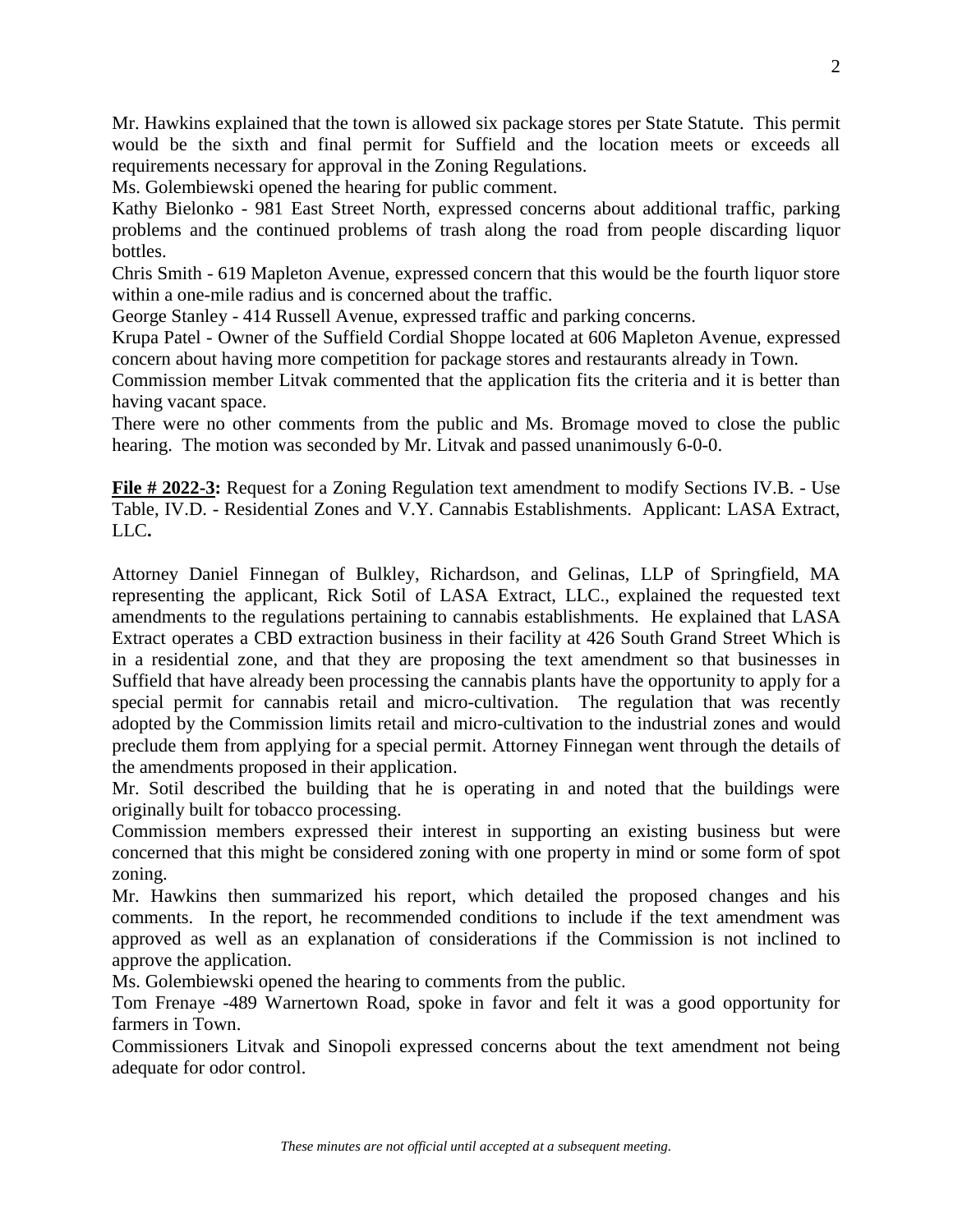Mr. Hawkins explained that the town is allowed six package stores per State Statute. This permit would be the sixth and final permit for Suffield and the location meets or exceeds all requirements necessary for approval in the Zoning Regulations.

Ms. Golembiewski opened the hearing for public comment.

Kathy Bielonko - 981 East Street North, expressed concerns about additional traffic, parking problems and the continued problems of trash along the road from people discarding liquor bottles.

Chris Smith - 619 Mapleton Avenue, expressed concern that this would be the fourth liquor store within a one-mile radius and is concerned about the traffic.

George Stanley - 414 Russell Avenue, expressed traffic and parking concerns.

Krupa Patel - Owner of the Suffield Cordial Shoppe located at 606 Mapleton Avenue, expressed concern about having more competition for package stores and restaurants already in Town.

Commission member Litvak commented that the application fits the criteria and it is better than having vacant space.

There were no other comments from the public and Ms. Bromage moved to close the public hearing. The motion was seconded by Mr. Litvak and passed unanimously 6-0-0.

**File # 2022-3:** Request for a Zoning Regulation text amendment to modify Sections IV.B. - Use Table, IV.D. - Residential Zones and V.Y. Cannabis Establishments. Applicant: LASA Extract, LLC**.**

Attorney Daniel Finnegan of Bulkley, Richardson, and Gelinas, LLP of Springfield, MA representing the applicant, Rick Sotil of LASA Extract, LLC., explained the requested text amendments to the regulations pertaining to cannabis establishments. He explained that LASA Extract operates a CBD extraction business in their facility at 426 South Grand Street Which is in a residential zone, and that they are proposing the text amendment so that businesses in Suffield that have already been processing the cannabis plants have the opportunity to apply for a special permit for cannabis retail and micro-cultivation. The regulation that was recently adopted by the Commission limits retail and micro-cultivation to the industrial zones and would preclude them from applying for a special permit. Attorney Finnegan went through the details of the amendments proposed in their application.

Mr. Sotil described the building that he is operating in and noted that the buildings were originally built for tobacco processing.

Commission members expressed their interest in supporting an existing business but were concerned that this might be considered zoning with one property in mind or some form of spot zoning.

Mr. Hawkins then summarized his report, which detailed the proposed changes and his comments. In the report, he recommended conditions to include if the text amendment was approved as well as an explanation of considerations if the Commission is not inclined to approve the application.

Ms. Golembiewski opened the hearing to comments from the public.

Tom Frenaye -489 Warnertown Road, spoke in favor and felt it was a good opportunity for farmers in Town.

Commissioners Litvak and Sinopoli expressed concerns about the text amendment not being adequate for odor control.

*These minutes are not official until accepted at a subsequent meeting.*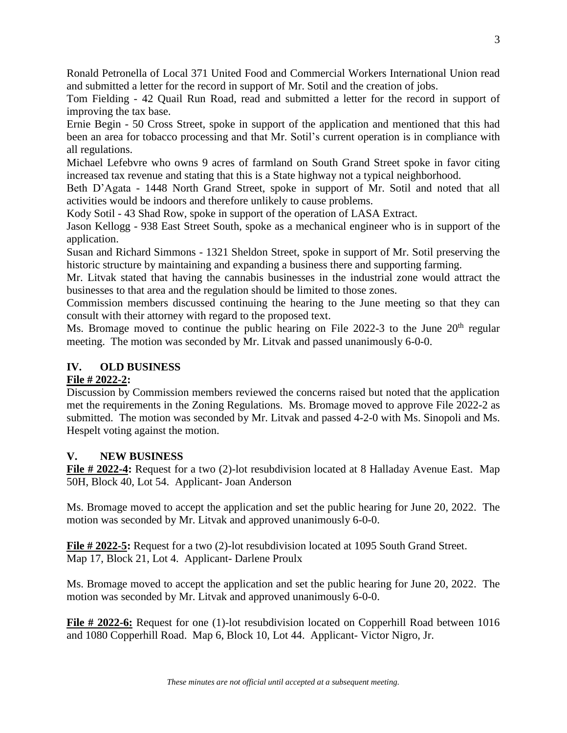Ronald Petronella of Local 371 United Food and Commercial Workers International Union read and submitted a letter for the record in support of Mr. Sotil and the creation of jobs.

Tom Fielding - 42 Quail Run Road, read and submitted a letter for the record in support of improving the tax base.

Ernie Begin - 50 Cross Street, spoke in support of the application and mentioned that this had been an area for tobacco processing and that Mr. Sotil's current operation is in compliance with all regulations.

Michael Lefebvre who owns 9 acres of farmland on South Grand Street spoke in favor citing increased tax revenue and stating that this is a State highway not a typical neighborhood.

Beth D'Agata - 1448 North Grand Street, spoke in support of Mr. Sotil and noted that all activities would be indoors and therefore unlikely to cause problems.

Kody Sotil - 43 Shad Row, spoke in support of the operation of LASA Extract.

Jason Kellogg - 938 East Street South, spoke as a mechanical engineer who is in support of the application.

Susan and Richard Simmons - 1321 Sheldon Street, spoke in support of Mr. Sotil preserving the historic structure by maintaining and expanding a business there and supporting farming.

Mr. Litvak stated that having the cannabis businesses in the industrial zone would attract the businesses to that area and the regulation should be limited to those zones.

Commission members discussed continuing the hearing to the June meeting so that they can consult with their attorney with regard to the proposed text.

Ms. Bromage moved to continue the public hearing on File 2022-3 to the June 20th regular meeting. The motion was seconded by Mr. Litvak and passed unanimously 6-0-0.

## IV. OLD BUSINESS

**File # 2022-2:**

Discussion by Commission members reviewed the concerns raised but noted that the application met the requirements in the Zoning Regulations. Ms. Bromage moved to approve File 2022-2 as submitted. The motion was seconded by Mr. Litvak and passed 4-2-0 with Ms. Sinopoli and Ms. Hespelt voting against the motion.

## V. NEW BUSINESS

**File # 2022-4:** Request for a two (2)-lot resubdivision located at 8 Halladay Avenue East. Map 50H, Block 40, Lot 54. Applicant- Joan Anderson

Ms. Bromage moved to accept the application and set the public hearing for June 20, 2022. The motion was seconded by Mr. Litvak and approved unanimously 6-0-0.

**File # 2022-5:** Request for a two (2)-lot resubdivision located at 1095 South Grand Street. Map 17, Block 21, Lot 4. Applicant- Darlene Proulx

Ms. Bromage moved to accept the application and set the public hearing for June 20, 2022. The motion was seconded by Mr. Litvak and approved unanimously 6-0-0.

**File # 2022-6:** Request for one (1)-lot resubdivision located on Copperhill Road between 1016 and 1080 Copperhill Road. Map 6, Block 10, Lot 44. Applicant- Victor Nigro, Jr.

*These minutes are not official until accepted at a subsequent meeting.*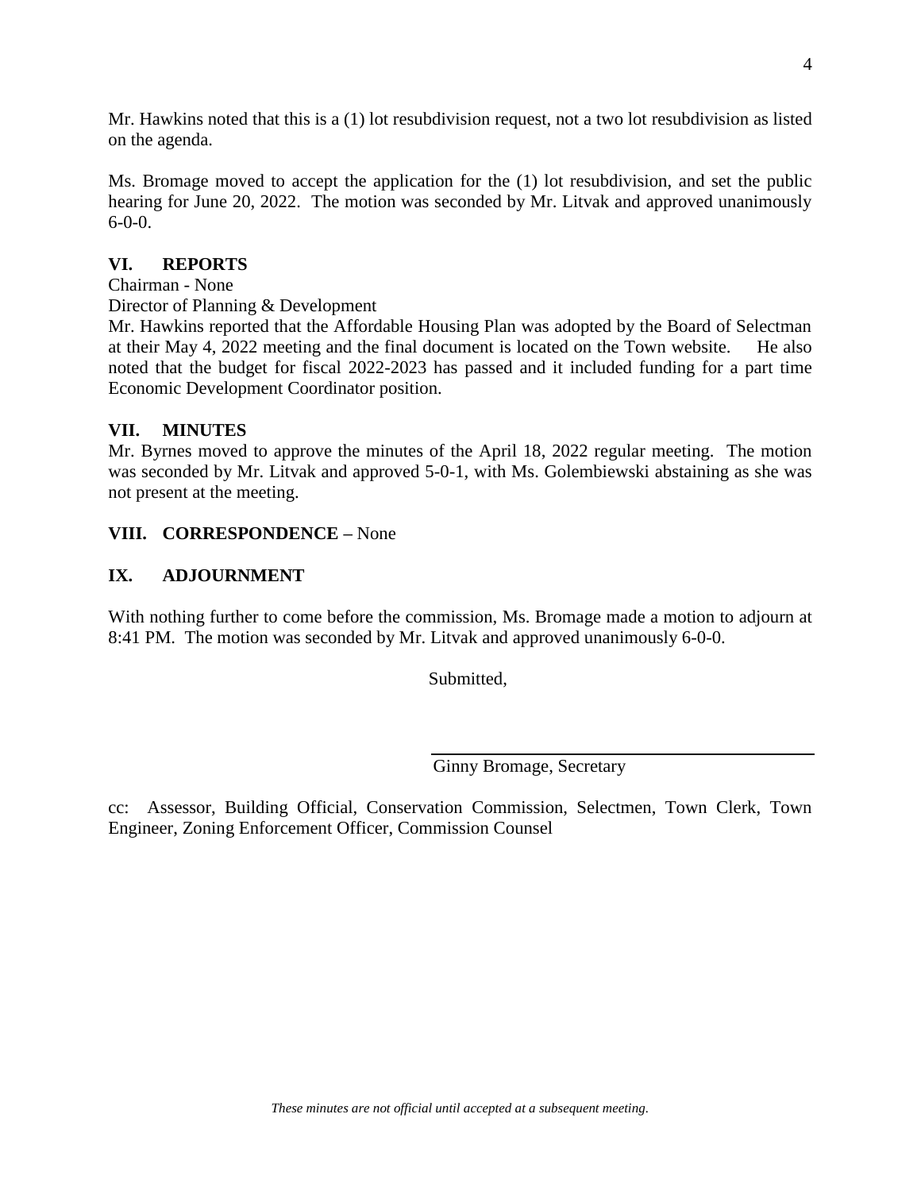Mr. Hawkins noted that this is a (1) lot resubdivision request, not a two lot resubdivision as listed on the agenda.

Ms. Bromage moved to accept the application for the (1) lot resubdivision, and set the public hearing for June 20, 2022. The motion was seconded by Mr. Litvak and approved unanimously 6-0-0.

## VI. REPORTS

Chairman - None

Director of Planning & Development

Mr. Hawkins reported that the Affordable Housing Plan was adopted by the Board of Selectman at their May 4, 2022 meeting and the final document is located on the Town website. He also noted that the budget for fiscal 2022-2023 has passed and it included funding for a part time Economic Development Coordinator position.

## VII. MINUTES

Mr. Byrnes moved to approve the minutes of the April 18, 2022 regular meeting. The motion was seconded by Mr. Litvak and approved 5-0-1, with Ms. Golembiewski abstaining as she was not present at the meeting.

## VIII. CORRESPONDENCE – None

## IX. ADJOURNMENT

With nothing further to come before the commission, Ms. Bromage made a motion to adjourn at 8:41 PM. The motion was seconded by Mr. Litvak and approved unanimously 6-0-0.

Submitted,

Ginny Bromage, Secretary

cc: Assessor, Building Official, Conservation Commission, Selectmen, Town Clerk, Town Engineer, Zoning Enforcement Officer, Commission Counsel

*These minutes are not official until accepted at a subsequent meeting.*